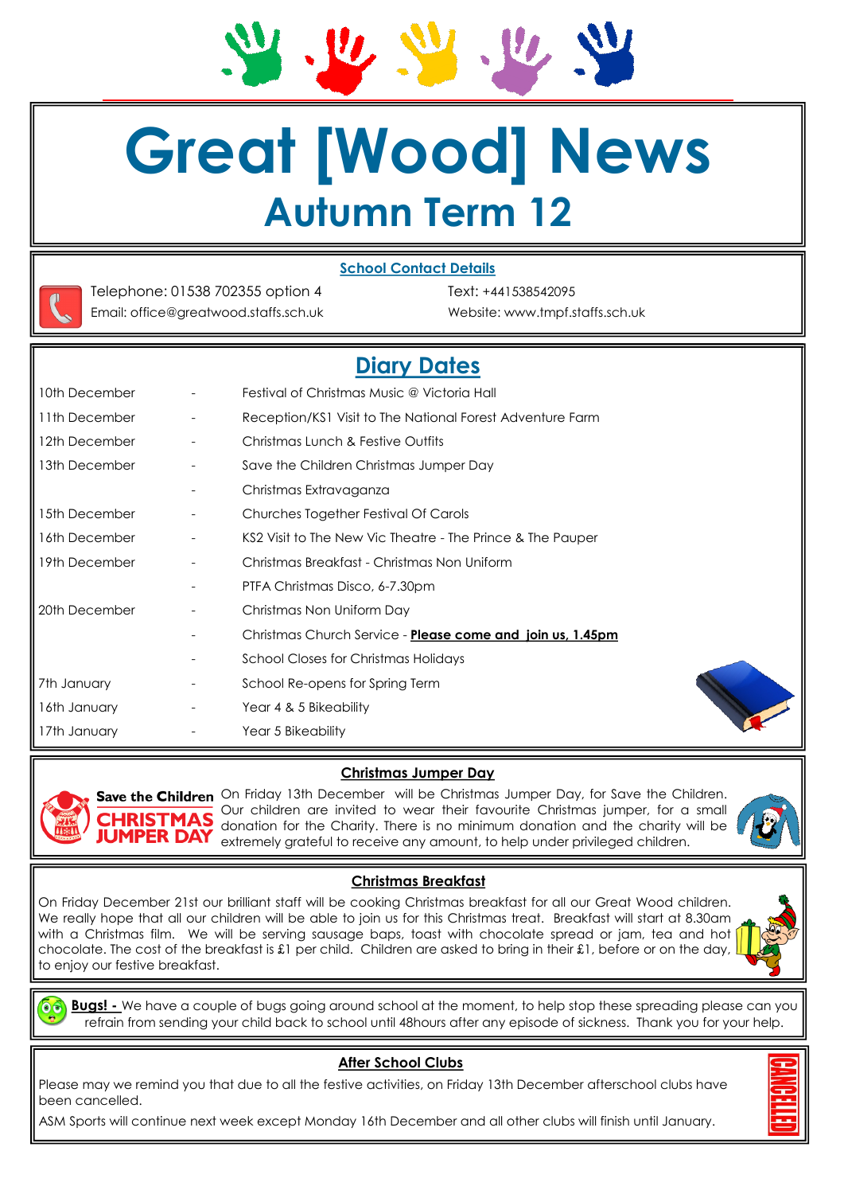# Great [Wood] News

## Autumn Term 12

### School Contact Details

Telephone: 01538 702355 option 4
Email: office@greatwood.staffs.sch.uk

Text: +441538542095
Website: www.tmpf.staffs.sch.uk

## Diary Dates

| | | |
|---|---|---|
| 10th December | - | Festival of Christmas Music @ Victoria Hall |
| 11th December | - | Reception/KS1 Visit to The National Forest Adventure Farm |
| 12th December | - | Christmas Lunch & Festive Outfits |
| 13th December | - | Save the Children Christmas Jumper Day |
| | - | Christmas Extravaganza |
| 15th December | - | Churches Together Festival Of Carols |
| 16th December | - | KS2 Visit to The New Vic Theatre - The Prince & The Pauper |
| 19th December | - | Christmas Breakfast - Christmas Non Uniform |
| | - | PTFA Christmas Disco, 6-7.30pm |
| 20th December | - | Christmas Non Uniform Day |
| | - | Christmas Church Service - **Please come and join us, 1.45pm** |
| | - | School Closes for Christmas Holidays |
| 7th January | - | School Re-opens for Spring Term |
| 16th January | - | Year 4 & 5 Bikeability |
| 17th January | - | Year 5 Bikeability |

### Christmas Jumper Day

**Save the Children CHRISTMAS JUMPER DAY**

On Friday 13th December will be Christmas Jumper Day, for Save the Children. Our children are invited to wear their favourite Christmas jumper, for a small donation for the Charity. There is no minimum donation and the charity will be extremely grateful to receive any amount, to help under privileged children.

### Christmas Breakfast

On Friday December 21st our brilliant staff will be cooking Christmas breakfast for all our Great Wood children. We really hope that all our children will be able to join us for this Christmas treat. Breakfast will start at 8.30am with a Christmas film. We will be serving sausage baps, toast with chocolate spread or jam, tea and hot chocolate. The cost of the breakfast is £1 per child. Children are asked to bring in their £1, before or on the day, to enjoy our festive breakfast.

**Bugs! -** We have a couple of bugs going around school at the moment, to help stop these spreading please can you refrain from sending your child back to school until 48hours after any episode of sickness. Thank you for your help.

### After School Clubs

Please may we remind you that due to all the festive activities, on Friday 13th December afterschool clubs have been cancelled.

ASM Sports will continue next week except Monday 16th December and all other clubs will finish until January.

CANCELLED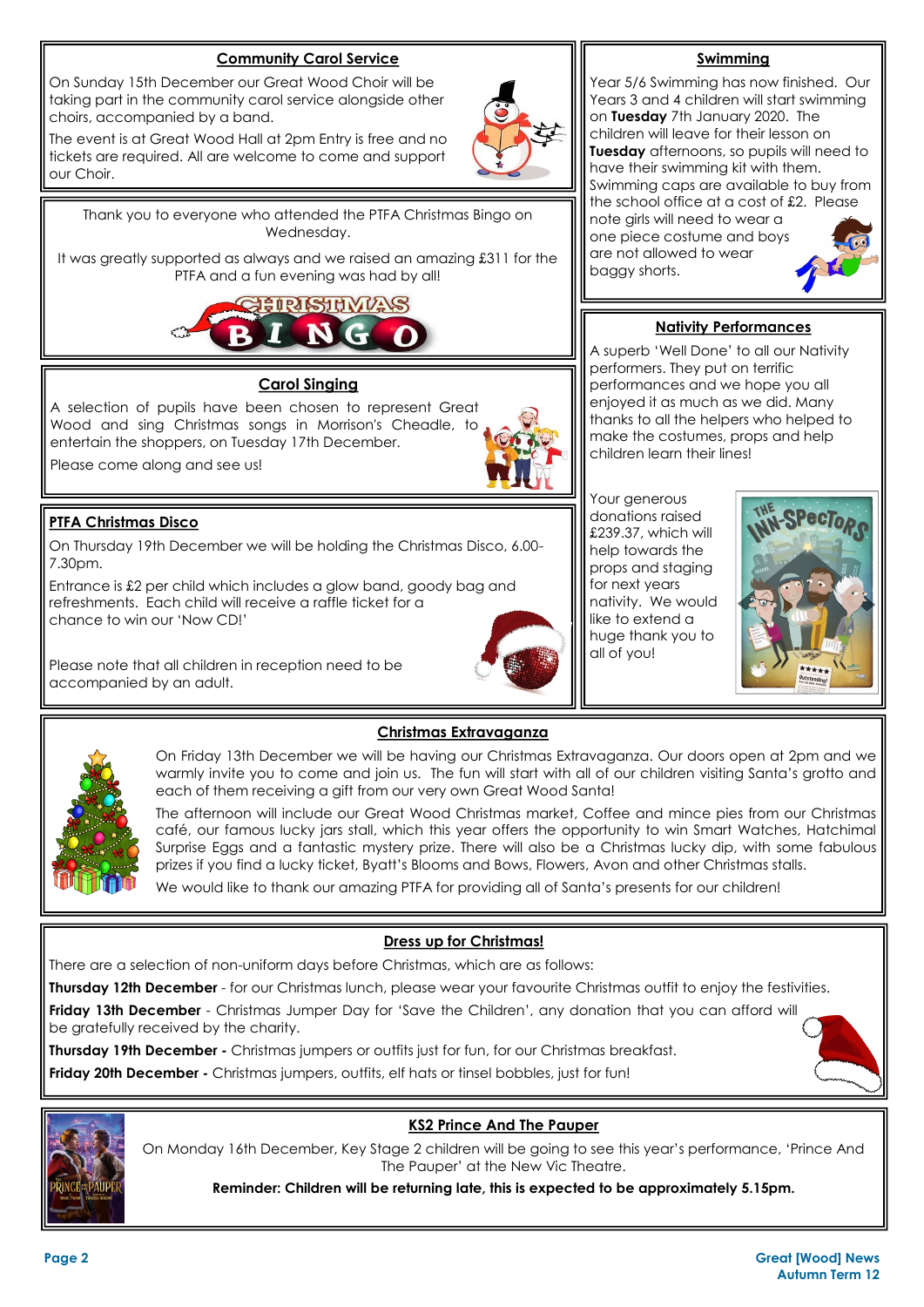## Community Carol Service

On Sunday 15th December our Great Wood Choir will be taking part in the community carol service alongside other choirs, accompanied by a band.

The event is at Great Wood Hall at 2pm Entry is free and no tickets are required. All are welcome to come and support our Choir.

Thank you to everyone who attended the PTFA Christmas Bingo on Wednesday.

It was greatly supported as always and we raised an amazing £311 for the PTFA and a fun evening was had by all!

## Carol Singing

A selection of pupils have been chosen to represent Great Wood and sing Christmas songs in Morrison's Cheadle, to entertain the shoppers, on Tuesday 17th December.

Please come along and see us!

## PTFA Christmas Disco

On Thursday 19th December we will be holding the Christmas Disco, 6.00-7.30pm.

Entrance is £2 per child which includes a glow band, goody bag and refreshments. Each child will receive a raffle ticket for a chance to win our 'Now CD!'

Please note that all children in reception need to be accompanied by an adult.

## Swimming

Year 5/6 Swimming has now finished. Our Years 3 and 4 children will start swimming on **Tuesday** 7th January 2020. The children will leave for their lesson on **Tuesday** afternoons, so pupils will need to have their swimming kit with them. Swimming caps are available to buy from the school office at a cost of £2. Please note girls will need to wear a one piece costume and boys are not allowed to wear baggy shorts.

## Nativity Performances

A superb 'Well Done' to all our Nativity performers. They put on terrific performances and we hope you all enjoyed it as much as we did. Many thanks to all the helpers who helped to make the costumes, props and help children learn their lines!

Your generous donations raised £239.37, which will help towards the props and staging for next years nativity. We would like to extend a huge thank you to all of you!

## Christmas Extravaganza

On Friday 13th December we will be having our Christmas Extravaganza. Our doors open at 2pm and we warmly invite you to come and join us. The fun will start with all of our children visiting Santa's grotto and each of them receiving a gift from our very own Great Wood Santa!

The afternoon will include our Great Wood Christmas market, Coffee and mince pies from our Christmas café, our famous lucky jars stall, which this year offers the opportunity to win Smart Watches, Hatchimal Surprise Eggs and a fantastic mystery prize. There will also be a Christmas lucky dip, with some fabulous prizes if you find a lucky ticket, Byatt's Blooms and Bows, Flowers, Avon and other Christmas stalls.

We would like to thank our amazing PTFA for providing all of Santa's presents for our children!

## Dress up for Christmas!

There are a selection of non-uniform days before Christmas, which are as follows:

**Thursday 12th December** - for our Christmas lunch, please wear your favourite Christmas outfit to enjoy the festivities.

**Friday 13th December** - Christmas Jumper Day for 'Save the Children', any donation that you can afford will be gratefully received by the charity.

**Thursday 19th December -** Christmas jumpers or outfits just for fun, for our Christmas breakfast.

**Friday 20th December -** Christmas jumpers, outfits, elf hats or tinsel bobbles, just for fun!

## KS2 Prince And The Pauper

On Monday 16th December, Key Stage 2 children will be going to see this year's performance, 'Prince And The Pauper' at the New Vic Theatre.

**Reminder: Children will be returning late, this is expected to be approximately 5.15pm.**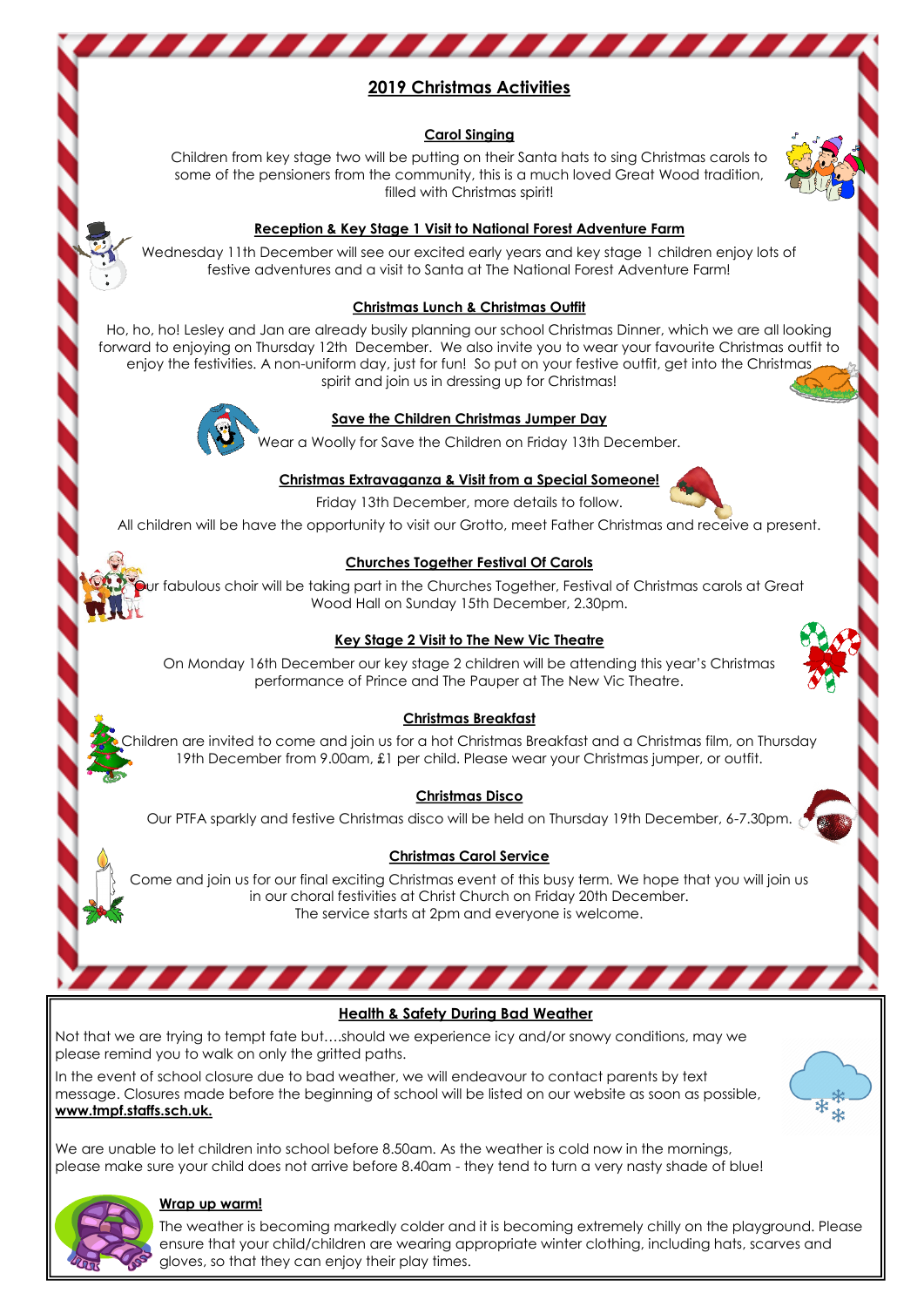# 2019 Christmas Activities

### Carol Singing

Children from key stage two will be putting on their Santa hats to sing Christmas carols to some of the pensioners from the community, this is a much loved Great Wood tradition, filled with Christmas spirit!

### Reception & Key Stage 1 Visit to National Forest Adventure Farm

Wednesday 11th December will see our excited early years and key stage 1 children enjoy lots of festive adventures and a visit to Santa at The National Forest Adventure Farm!

### Christmas Lunch & Christmas Outfit

Ho, ho, ho! Lesley and Jan are already busily planning our school Christmas Dinner, which we are all looking forward to enjoying on Thursday 12th December. We also invite you to wear your favourite Christmas outfit to enjoy the festivities. A non-uniform day, just for fun! So put on your festive outfit, get into the Christmas spirit and join us in dressing up for Christmas!

### Save the Children Christmas Jumper Day

Wear a Woolly for Save the Children on Friday 13th December.

### Christmas Extravaganza & Visit from a Special Someone!

Friday 13th December, more details to follow.

All children will be have the opportunity to visit our Grotto, meet Father Christmas and receive a present.

### Churches Together Festival Of Carols

Our fabulous choir will be taking part in the Churches Together, Festival of Christmas carols at Great Wood Hall on Sunday 15th December, 2.30pm.

### Key Stage 2 Visit to The New Vic Theatre

On Monday 16th December our key stage 2 children will be attending this year's Christmas performance of Prince and The Pauper at The New Vic Theatre.

### Christmas Breakfast

Children are invited to come and join us for a hot Christmas Breakfast and a Christmas film, on Thursday 19th December from 9.00am, £1 per child. Please wear your Christmas jumper, or outfit.

### Christmas Disco

Our PTFA sparkly and festive Christmas disco will be held on Thursday 19th December, 6-7.30pm.

### Christmas Carol Service

Come and join us for our final exciting Christmas event of this busy term. We hope that you will join us in our choral festivities at Christ Church on Friday 20th December.
The service starts at 2pm and everyone is welcome.

## Health & Safety During Bad Weather

Not that we are trying to tempt fate but….should we experience icy and/or snowy conditions, may we please remind you to walk on only the gritted paths.

In the event of school closure due to bad weather, we will endeavour to contact parents by text message. Closures made before the beginning of school will be listed on our website as soon as possible, **www.tmpf.staffs.sch.uk.**

We are unable to let children into school before 8.50am. As the weather is cold now in the mornings, please make sure your child does not arrive before 8.40am - they tend to turn a very nasty shade of blue!

### Wrap up warm!

The weather is becoming markedly colder and it is becoming extremely chilly on the playground. Please ensure that your child/children are wearing appropriate winter clothing, including hats, scarves and gloves, so that they can enjoy their play times.